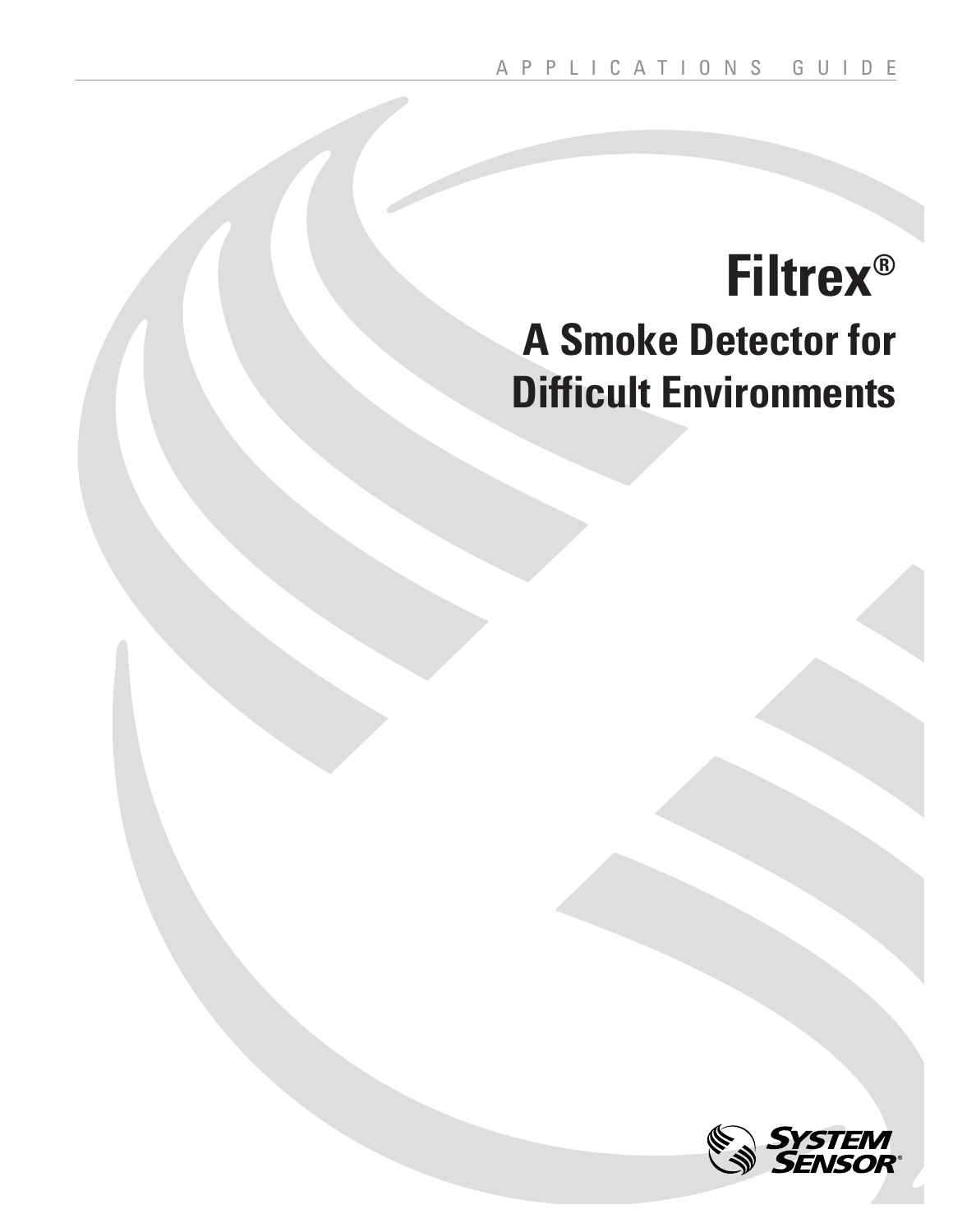APPLICATIONS GUIDE

# Filtrex®

## A Smoke Detector for Difficult Environments

SYSTEM SENSOR®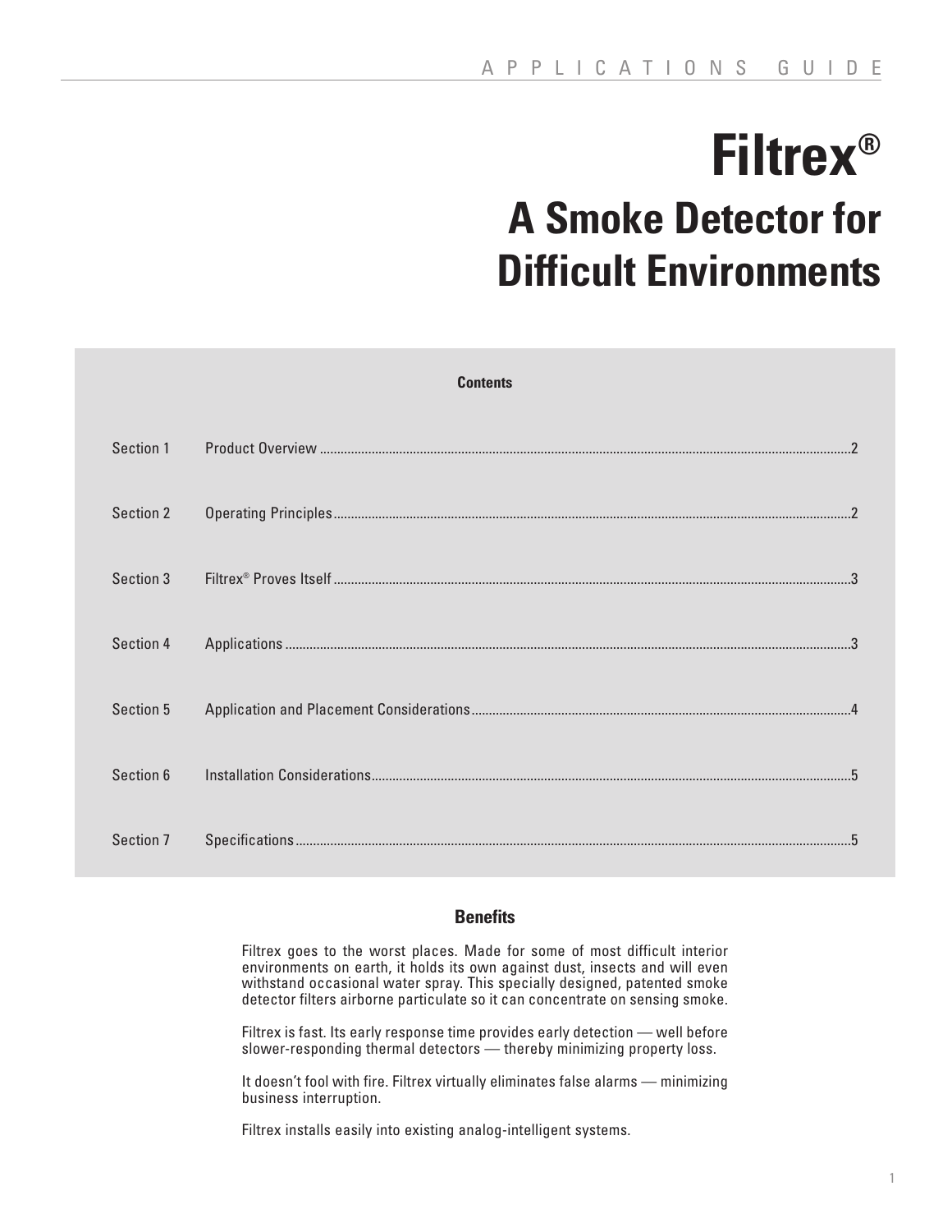# Filtrex®

## A Smoke Detector for Difficult Environments

**Contents**

| | | |
|---|---|---|
| Section 1 | Product Overview | 2 |
| Section 2 | Operating Principles | 2 |
| Section 3 | Filtrex® Proves Itself | 3 |
| Section 4 | Applications | 3 |
| Section 5 | Application and Placement Considerations | 4 |
| Section 6 | Installation Considerations | 5 |
| Section 7 | Specifications | 5 |

### Benefits

Filtrex goes to the worst places. Made for some of most difficult interior environments on earth, it holds its own against dust, insects and will even withstand occasional water spray. This specially designed, patented smoke detector filters airborne particulate so it can concentrate on sensing smoke.

Filtrex is fast. Its early response time provides early detection — well before slower-responding thermal detectors — thereby minimizing property loss.

It doesn't fool with fire. Filtrex virtually eliminates false alarms — minimizing business interruption.

Filtrex installs easily into existing analog-intelligent systems.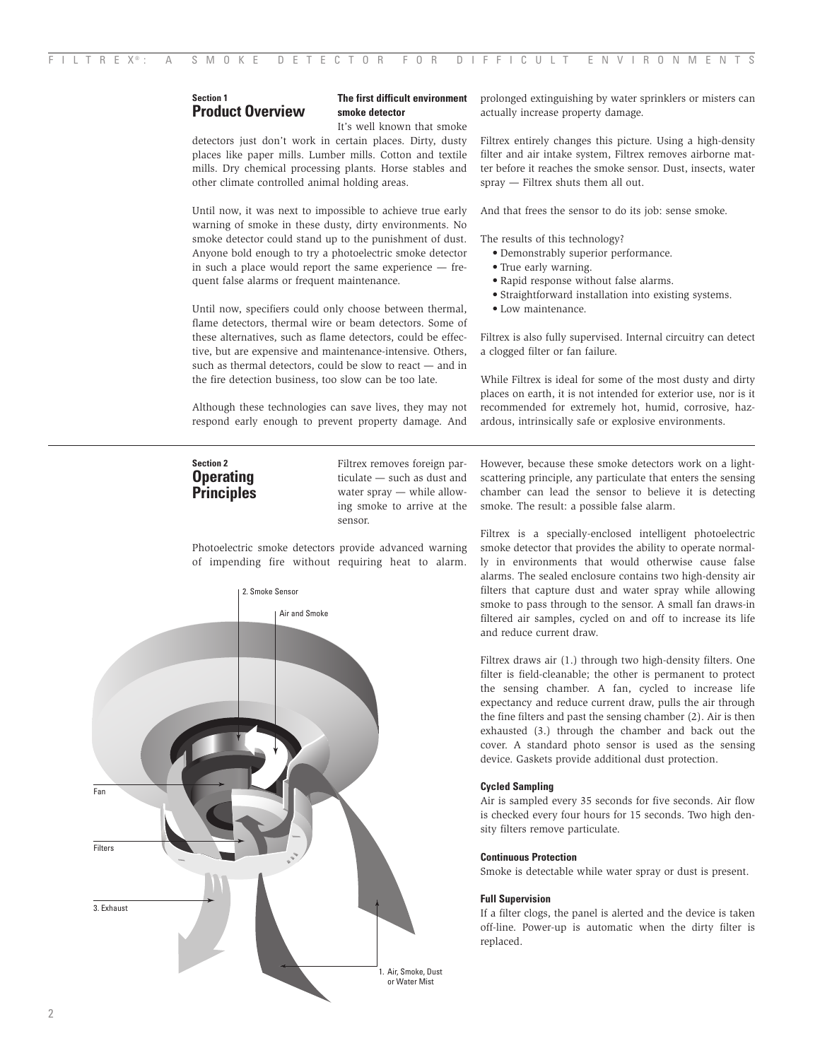## Section 1
# Product Overview

### The first difficult environment smoke detector

It's well known that smoke detectors just don't work in certain places. Dirty, dusty places like paper mills. Lumber mills. Cotton and textile mills. Dry chemical processing plants. Horse stables and other climate controlled animal holding areas.

Until now, it was next to impossible to achieve true early warning of smoke in these dusty, dirty environments. No smoke detector could stand up to the punishment of dust. Anyone bold enough to try a photoelectric smoke detector in such a place would report the same experience — frequent false alarms or frequent maintenance.

Until now, specifiers could only choose between thermal, flame detectors, thermal wire or beam detectors. Some of these alternatives, such as flame detectors, could be effective, but are expensive and maintenance-intensive. Others, such as thermal detectors, could be slow to react — and in the fire detection business, too slow can be too late.

Although these technologies can save lives, they may not respond early enough to prevent property damage. And prolonged extinguishing by water sprinklers or misters can actually increase property damage.

Filtrex entirely changes this picture. Using a high-density filter and air intake system, Filtrex removes airborne matter before it reaches the smoke sensor. Dust, insects, water spray — Filtrex shuts them all out.

And that frees the sensor to do its job: sense smoke.

The results of this technology?

- Demonstrably superior performance.
- True early warning.
- Rapid response without false alarms.
- Straightforward installation into existing systems.
- Low maintenance.

Filtrex is also fully supervised. Internal circuitry can detect a clogged filter or fan failure.

While Filtrex is ideal for some of the most dusty and dirty places on earth, it is not intended for exterior use, nor is it recommended for extremely hot, humid, corrosive, hazardous, intrinsically safe or explosive environments.

## Section 2
# Operating Principles

Filtrex removes foreign particulate — such as dust and water spray — while allowing smoke to arrive at the sensor.

Photoelectric smoke detectors provide advanced warning of impending fire without requiring heat to alarm.

2. Smoke Sensor

Air and Smoke

Fan

Filters

3. Exhaust

1. Air, Smoke, Dust or Water Mist

However, because these smoke detectors work on a light-scattering principle, any particulate that enters the sensing chamber can lead the sensor to believe it is detecting smoke. The result: a possible false alarm.

Filtrex is a specially-enclosed intelligent photoelectric smoke detector that provides the ability to operate normally in environments that would otherwise cause false alarms. The sealed enclosure contains two high-density air filters that capture dust and water spray while allowing smoke to pass through to the sensor. A small fan draws-in filtered air samples, cycled on and off to increase its life and reduce current draw.

Filtrex draws air (1.) through two high-density filters. One filter is field-cleanable; the other is permanent to protect the sensing chamber. A fan, cycled to increase life expectancy and reduce current draw, pulls the air through the fine filters and past the sensing chamber (2). Air is then exhausted (3.) through the chamber and back out the cover. A standard photo sensor is used as the sensing device. Gaskets provide additional dust protection.

#### Cycled Sampling

Air is sampled every 35 seconds for five seconds. Air flow is checked every four hours for 15 seconds. Two high density filters remove particulate.

#### Continuous Protection

Smoke is detectable while water spray or dust is present.

#### Full Supervision

If a filter clogs, the panel is alerted and the device is taken off-line. Power-up is automatic when the dirty filter is replaced.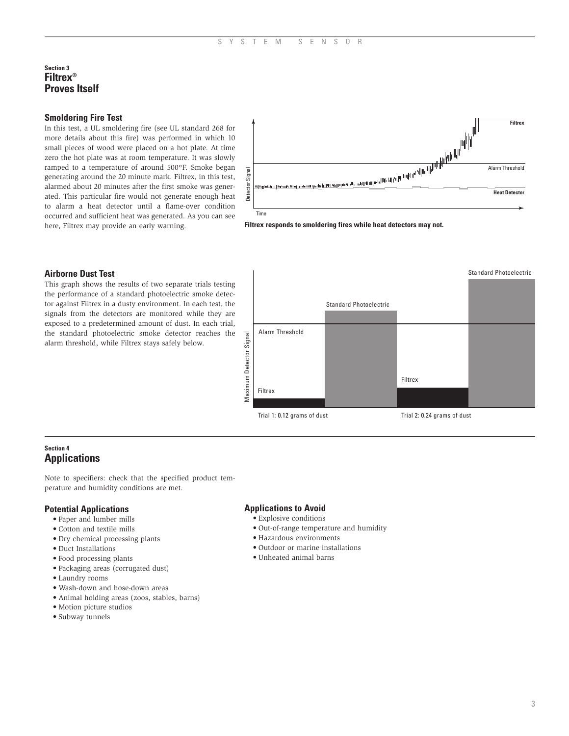## Section 3
# Filtrex® Proves Itself

### Smoldering Fire Test

In this test, a UL smoldering fire (see UL standard 268 for more details about this fire) was performed in which 10 small pieces of wood were placed on a hot plate. At time zero the hot plate was at room temperature. It was slowly ramped to a temperature of around 500°F. Smoke began generating around the 20 minute mark. Filtrex, in this test, alarmed about 20 minutes after the first smoke was generated. This particular fire would not generate enough heat to alarm a heat detector until a flame-over condition occurred and sufficient heat was generated. As you can see here, Filtrex may provide an early warning.

**Filtrex responds to smoldering fires while heat detectors may not.**

### Airborne Dust Test

This graph shows the results of two separate trials testing the performance of a standard photoelectric smoke detector against Filtrex in a dusty environment. In each test, the signals from the detectors are monitored while they are exposed to a predetermined amount of dust. In each trial, the standard photoelectric smoke detector reaches the alarm threshold, while Filtrex stays safely below.

Trial 1: 0.12 grams of dust

Trial 2: 0.24 grams of dust

## Section 4
# Applications

Note to specifiers: check that the specified product temperature and humidity conditions are met.

### Potential Applications

- Paper and lumber mills
- Cotton and textile mills
- Dry chemical processing plants
- Duct Installations
- Food processing plants
- Packaging areas (corrugated dust)
- Laundry rooms
- Wash-down and hose-down areas
- Animal holding areas (zoos, stables, barns)
- Motion picture studios
- Subway tunnels

### Applications to Avoid

- Explosive conditions
- Out-of-range temperature and humidity
- Hazardous environments
- Outdoor or marine installations
- Unheated animal barns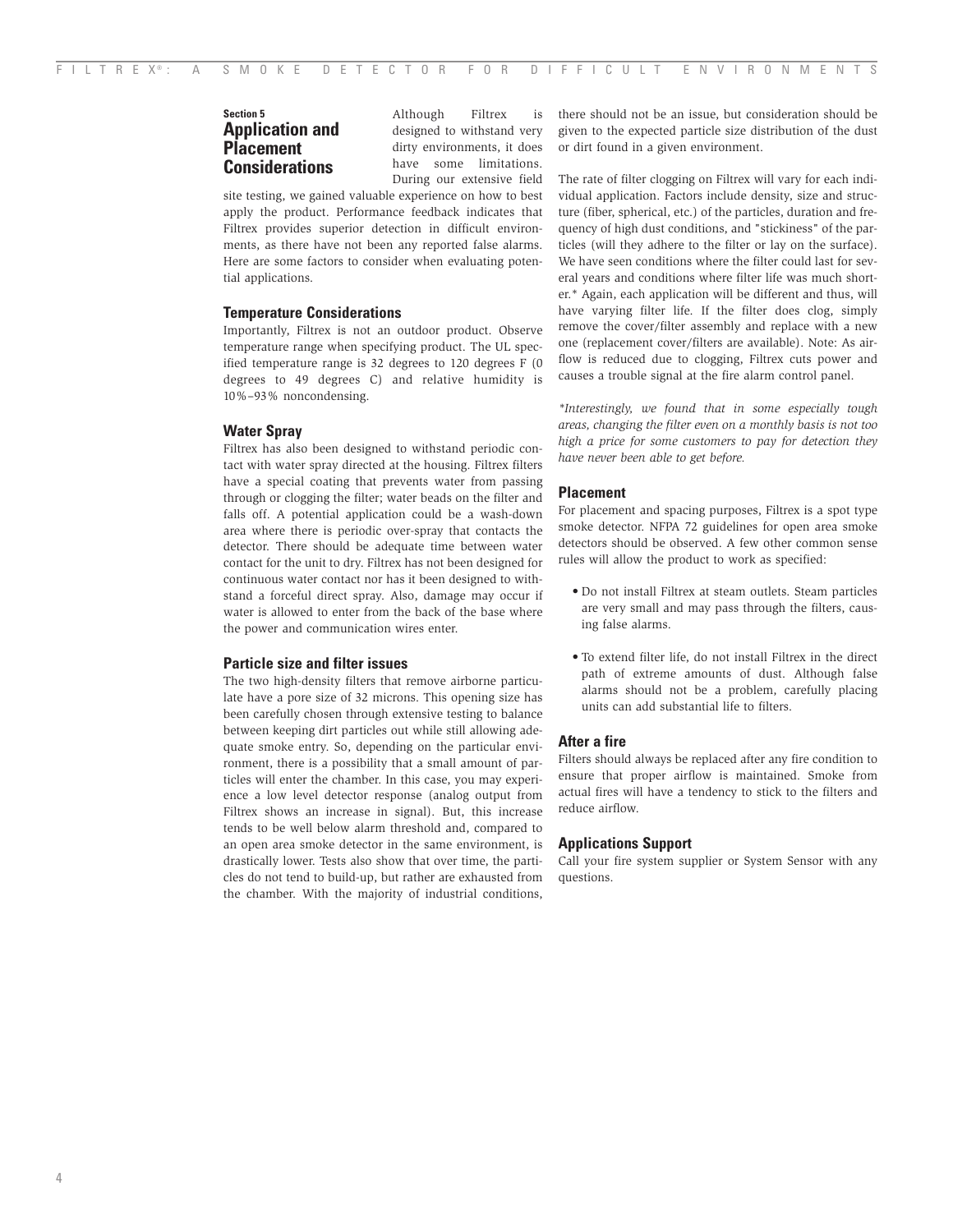Section 5

## Application and Placement Considerations

Although Filtrex is designed to withstand very dirty environments, it does have some limitations. During our extensive field site testing, we gained valuable experience on how to best apply the product. Performance feedback indicates that Filtrex provides superior detection in difficult environments, as there have not been any reported false alarms. Here are some factors to consider when evaluating potential applications.

### Temperature Considerations

Importantly, Filtrex is not an outdoor product. Observe temperature range when specifying product. The UL specified temperature range is 32 degrees to 120 degrees F (0 degrees to 49 degrees C) and relative humidity is 10%–93% noncondensing.

### Water Spray

Filtrex has also been designed to withstand periodic contact with water spray directed at the housing. Filtrex filters have a special coating that prevents water from passing through or clogging the filter; water beads on the filter and falls off. A potential application could be a wash-down area where there is periodic over-spray that contacts the detector. There should be adequate time between water contact for the unit to dry. Filtrex has not been designed for continuous water contact nor has it been designed to withstand a forceful direct spray. Also, damage may occur if water is allowed to enter from the back of the base where the power and communication wires enter.

### Particle size and filter issues

The two high-density filters that remove airborne particulate have a pore size of 32 microns. This opening size has been carefully chosen through extensive testing to balance between keeping dirt particles out while still allowing adequate smoke entry. So, depending on the particular environment, there is a possibility that a small amount of particles will enter the chamber. In this case, you may experience a low level detector response (analog output from Filtrex shows an increase in signal). But, this increase tends to be well below alarm threshold and, compared to an open area smoke detector in the same environment, is drastically lower. Tests also show that over time, the particles do not tend to build-up, but rather are exhausted from the chamber. With the majority of industrial conditions, there should not be an issue, but consideration should be given to the expected particle size distribution of the dust or dirt found in a given environment.

The rate of filter clogging on Filtrex will vary for each individual application. Factors include density, size and structure (fiber, spherical, etc.) of the particles, duration and frequency of high dust conditions, and "stickiness" of the particles (will they adhere to the filter or lay on the surface). We have seen conditions where the filter could last for several years and conditions where filter life was much shorter.* Again, each application will be different and thus, will have varying filter life. If the filter does clog, simply remove the cover/filter assembly and replace with a new one (replacement cover/filters are available). Note: As airflow is reduced due to clogging, Filtrex cuts power and causes a trouble signal at the fire alarm control panel.

*\*Interestingly, we found that in some especially tough areas, changing the filter even on a monthly basis is not too high a price for some customers to pay for detection they have never been able to get before.*

### Placement

For placement and spacing purposes, Filtrex is a spot type smoke detector. NFPA 72 guidelines for open area smoke detectors should be observed. A few other common sense rules will allow the product to work as specified:

- Do not install Filtrex at steam outlets. Steam particles are very small and may pass through the filters, causing false alarms.
- To extend filter life, do not install Filtrex in the direct path of extreme amounts of dust. Although false alarms should not be a problem, carefully placing units can add substantial life to filters.

### After a fire

Filters should always be replaced after any fire condition to ensure that proper airflow is maintained. Smoke from actual fires will have a tendency to stick to the filters and reduce airflow.

### Applications Support

Call your fire system supplier or System Sensor with any questions.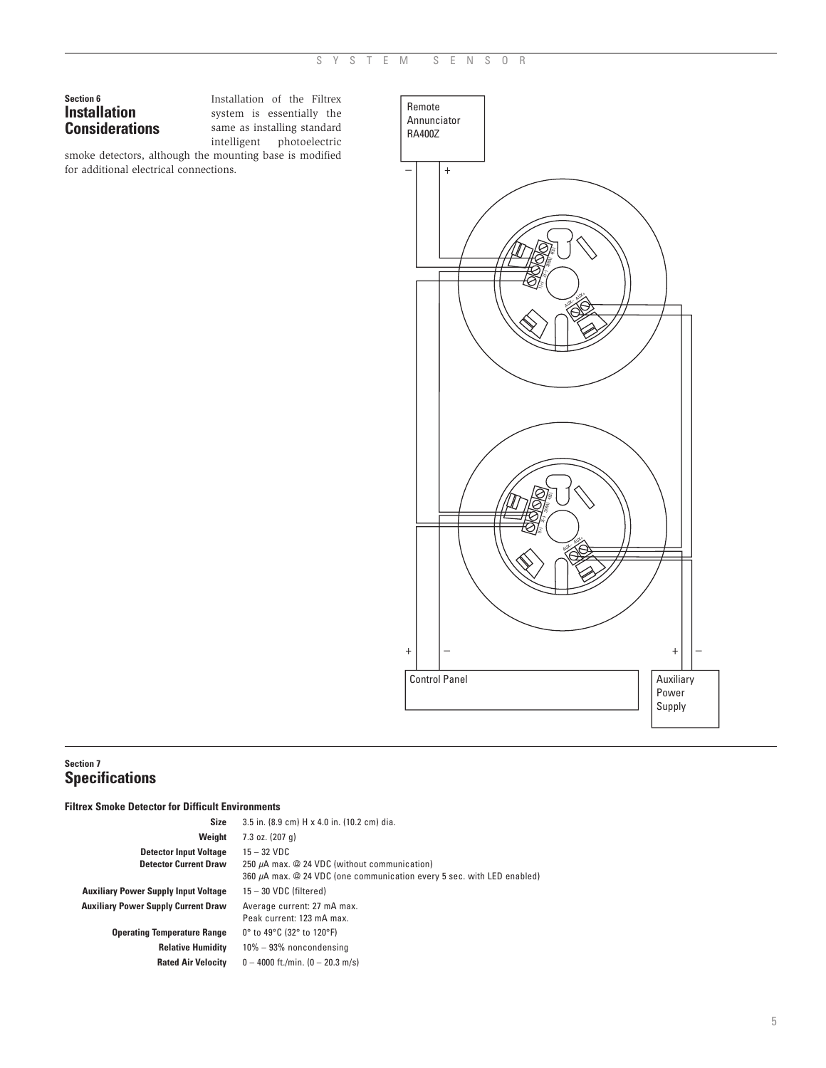## Section 6
# Installation Considerations

Installation of the Filtrex system is essentially the same as installing standard intelligent photoelectric smoke detectors, although the mounting base is modified for additional electrical connections.

Remote Annunciator RA400Z

Control Panel

Auxiliary Power Supply

## Section 7
# Specifications

**Filtrex Smoke Detector for Difficult Environments**

| | |
|---|---|
| **Size** | 3.5 in. (8.9 cm) H x 4.0 in. (10.2 cm) dia. |
| **Weight** | 7.3 oz. (207 g) |
| **Detector Input Voltage** | 15 – 32 VDC |
| **Detector Current Draw** | 250 μA max. @ 24 VDC (without communication)<br>360 μA max. @ 24 VDC (one communication every 5 sec. with LED enabled) |
| **Auxiliary Power Supply Input Voltage** | 15 – 30 VDC (filtered) |
| **Auxiliary Power Supply Current Draw** | Average current: 27 mA max.<br>Peak current: 123 mA max. |
| **Operating Temperature Range** | 0° to 49°C (32° to 120°F) |
| **Relative Humidity** | 10% – 93% noncondensing |
| **Rated Air Velocity** | 0 – 4000 ft./min. (0 – 20.3 m/s) |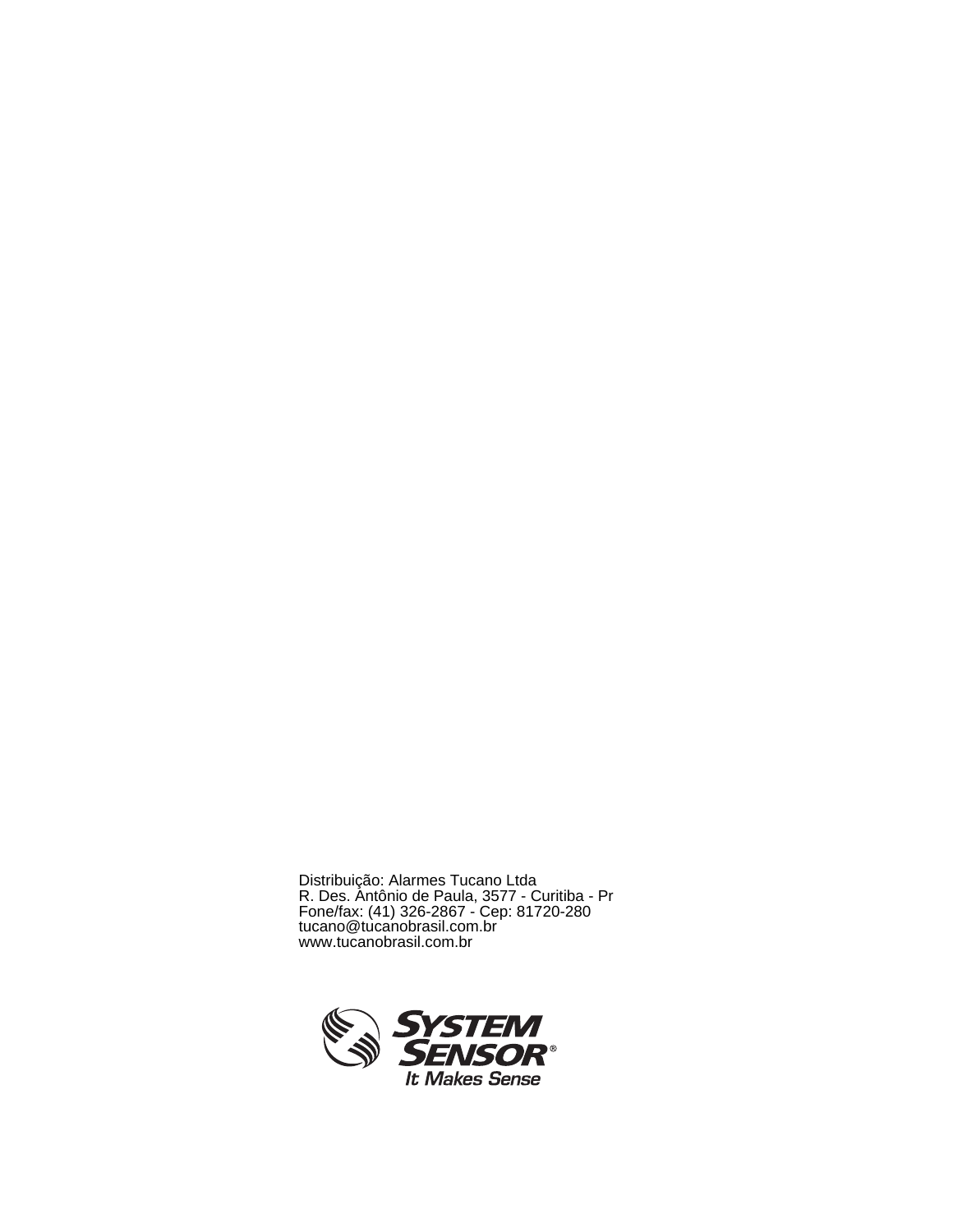Distribuição: Alarmes Tucano Ltda
R. Des. Antônio de Paula, 3577 - Curitiba - Pr
Fone/fax: (41) 326-2867 - Cep: 81720-280
tucano@tucanobrasil.com.br
www.tucanobrasil.com.br

SYSTEM SENSOR®
It Makes Sense